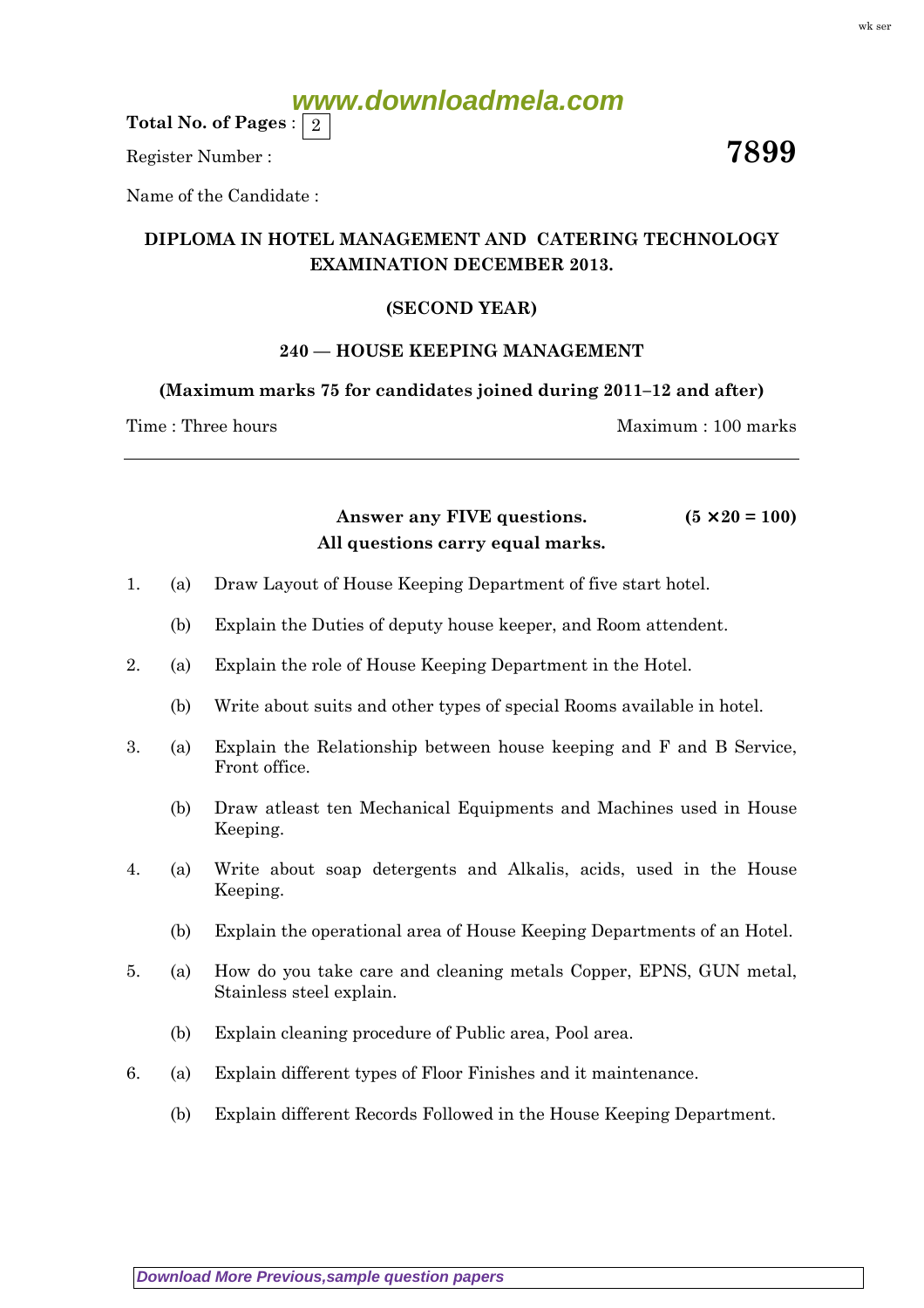www.downloadmela.com

**Total No. of Pages** : 2

Register Number :

**7899**

Name of the Candidate :

**DIPLOMA IN HOTEL MANAGEMENT AND CATERING TECHNOLOGY EXAMINATION DECEMBER 2013.**

**(SECOND YEAR)**

**240 — HOUSE KEEPING MANAGEMENT**

**(Maximum marks 75 for candidates joined during 2011–12 and after)**

Time : Three hours | Maximum : 100 marks

---

**Answer any FIVE questions.** **(5 × 20 = 100)**

**All questions carry equal marks.**

1. (a) Draw Layout of House Keeping Department of five start hotel.

   (b) Explain the Duties of deputy house keeper, and Room attendent.

2. (a) Explain the role of House Keeping Department in the Hotel.

   (b) Write about suits and other types of special Rooms available in hotel.

3. (a) Explain the Relationship between house keeping and F and B Service, Front office.

   (b) Draw atleast ten Mechanical Equipments and Machines used in House Keeping.

4. (a) Write about soap detergents and Alkalis, acids, used in the House Keeping.

   (b) Explain the operational area of House Keeping Departments of an Hotel.

5. (a) How do you take care and cleaning metals Copper, EPNS, GUN metal, Stainless steel explain.

   (b) Explain cleaning procedure of Public area, Pool area.

6. (a) Explain different types of Floor Finishes and it maintenance.

   (b) Explain different Records Followed in the House Keeping Department.

Download More Previous,sample question papers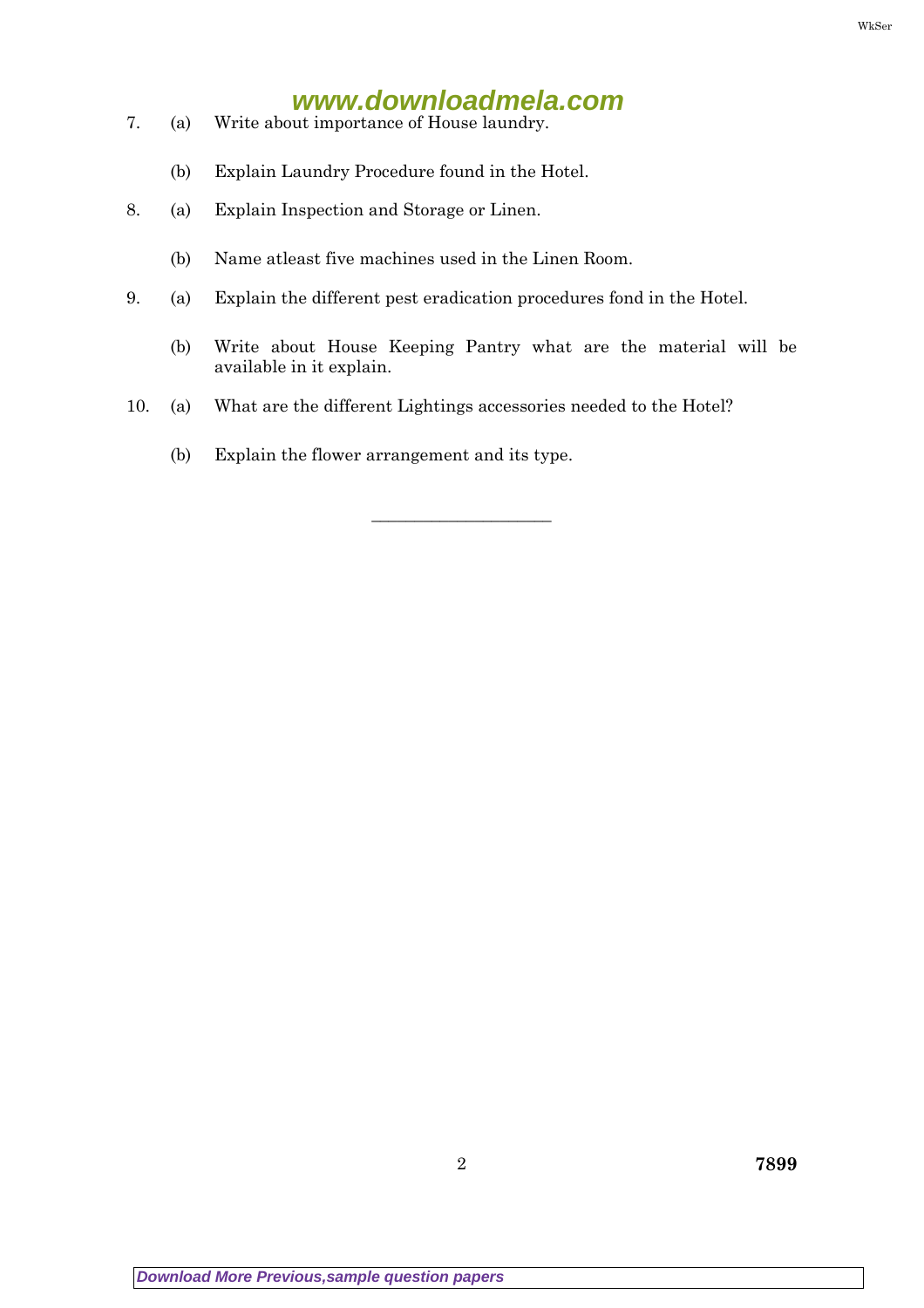7. (a) Write about importance of House laundry.

   (b) Explain Laundry Procedure found in the Hotel.

8. (a) Explain Inspection and Storage or Linen.

   (b) Name atleast five machines used in the Linen Room.

9. (a) Explain the different pest eradication procedures fond in the Hotel.

   (b) Write about House Keeping Pantry what are the material will be available in it explain.

10. (a) What are the different Lightings accessories needed to the Hotel?

    (b) Explain the flower arrangement and its type.

———————